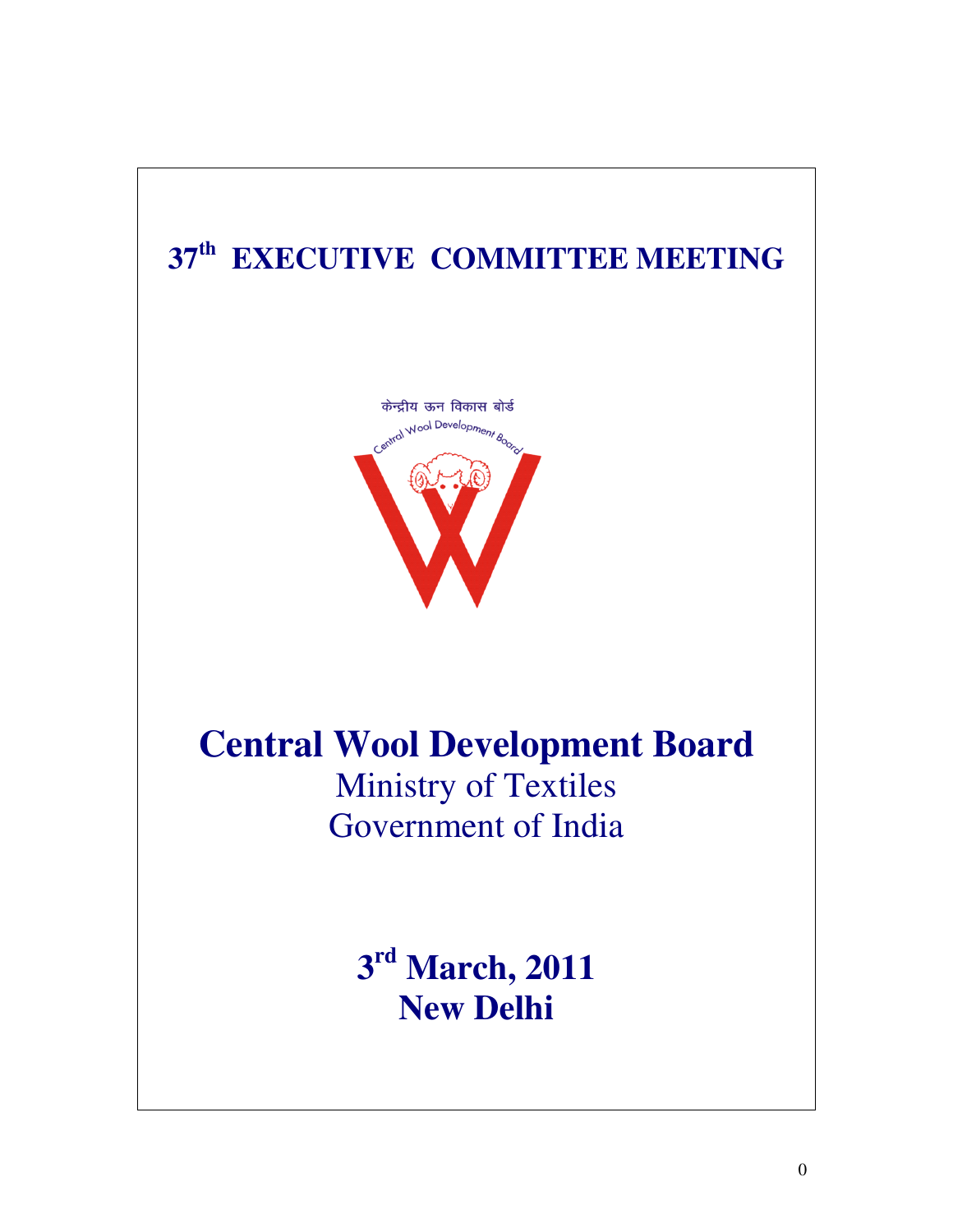# 37th EXECUTIVE COMMITTEE MEETING

केन्द्रीय ऊन विकास बोर्ड

Central Wool Development Board

# Central Wool Development Board

Ministry of Textiles

Government of India

**3rd March, 2011**

**New Delhi**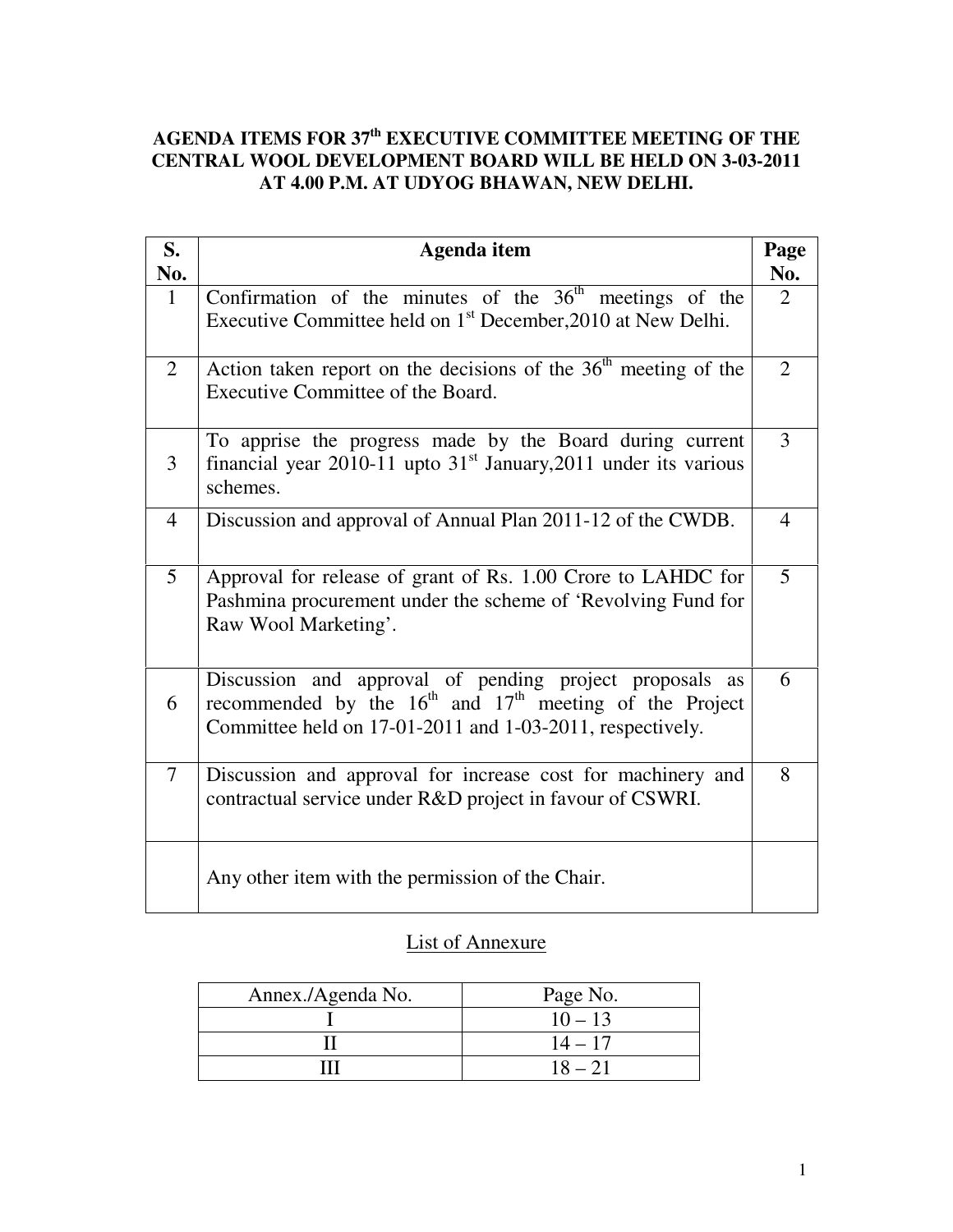# AGENDA ITEMS FOR 37th EXECUTIVE COMMITTEE MEETING OF THE CENTRAL WOOL DEVELOPMENT BOARD WILL BE HELD ON 3-03-2011 AT 4.00 P.M. AT UDYOG BHAWAN, NEW DELHI.

| S. No. | Agenda item | Page No. |
|---|---|---|
| 1 | Confirmation of the minutes of the 36th meetings of the Executive Committee held on 1st December,2010 at New Delhi. | 2 |
| 2 | Action taken report on the decisions of the 36th meeting of the Executive Committee of the Board. | 2 |
| 3 | To apprise the progress made by the Board during current financial year 2010-11 upto 31st January,2011 under its various schemes. | 3 |
| 4 | Discussion and approval of Annual Plan 2011-12 of the CWDB. | 4 |
| 5 | Approval for release of grant of Rs. 1.00 Crore to LAHDC for Pashmina procurement under the scheme of 'Revolving Fund for Raw Wool Marketing'. | 5 |
| 6 | Discussion and approval of pending project proposals as recommended by the 16th and 17th meeting of the Project Committee held on 17-01-2011 and 1-03-2011, respectively. | 6 |
| 7 | Discussion and approval for increase cost for machinery and contractual service under R&D project in favour of CSWRI. | 8 |
| | Any other item with the permission of the Chair. | |

<u>List of Annexure</u>

| Annex./Agenda No. | Page No. |
|---|---|
| I | 10 – 13 |
| II | 14 – 17 |
| III | 18 – 21 |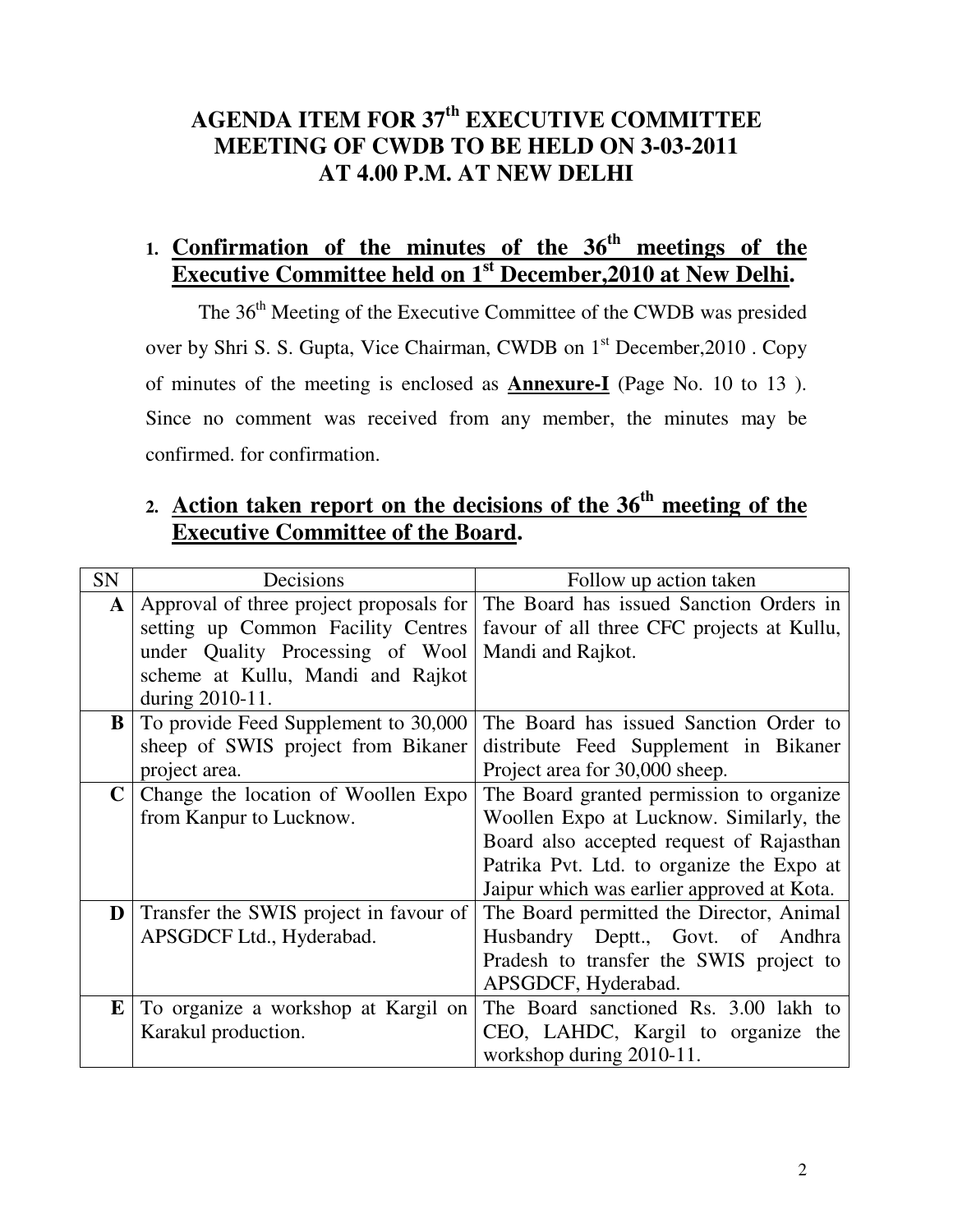# AGENDA ITEM FOR 37th EXECUTIVE COMMITTEE MEETING OF CWDB TO BE HELD ON 3-03-2011 AT 4.00 P.M. AT NEW DELHI

## 1. Confirmation of the minutes of the 36th meetings of the Executive Committee held on 1st December,2010 at New Delhi.

The 36th Meeting of the Executive Committee of the CWDB was presided over by Shri S. S. Gupta, Vice Chairman, CWDB on 1st December,2010 . Copy of minutes of the meeting is enclosed as **Annexure-I** (Page No. 10 to 13 ). Since no comment was received from any member, the minutes may be confirmed. for confirmation.

## 2. Action taken report on the decisions of the 36th meeting of the Executive Committee of the Board.

| SN | Decisions | Follow up action taken |
|---|---|---|
| **A** | Approval of three project proposals for setting up Common Facility Centres under Quality Processing of Wool scheme at Kullu, Mandi and Rajkot during 2010-11. | The Board has issued Sanction Orders in favour of all three CFC projects at Kullu, Mandi and Rajkot. |
| **B** | To provide Feed Supplement to 30,000 sheep of SWIS project from Bikaner project area. | The Board has issued Sanction Order to distribute Feed Supplement in Bikaner Project area for 30,000 sheep. |
| **C** | Change the location of Woollen Expo from Kanpur to Lucknow. | The Board granted permission to organize Woollen Expo at Lucknow. Similarly, the Board also accepted request of Rajasthan Patrika Pvt. Ltd. to organize the Expo at Jaipur which was earlier approved at Kota. |
| **D** | Transfer the SWIS project in favour of APSGDCF Ltd., Hyderabad. | The Board permitted the Director, Animal Husbandry Deptt., Govt. of Andhra Pradesh to transfer the SWIS project to APSGDCF, Hyderabad. |
| **E** | To organize a workshop at Kargil on Karakul production. | The Board sanctioned Rs. 3.00 lakh to CEO, LAHDC, Kargil to organize the workshop during 2010-11. |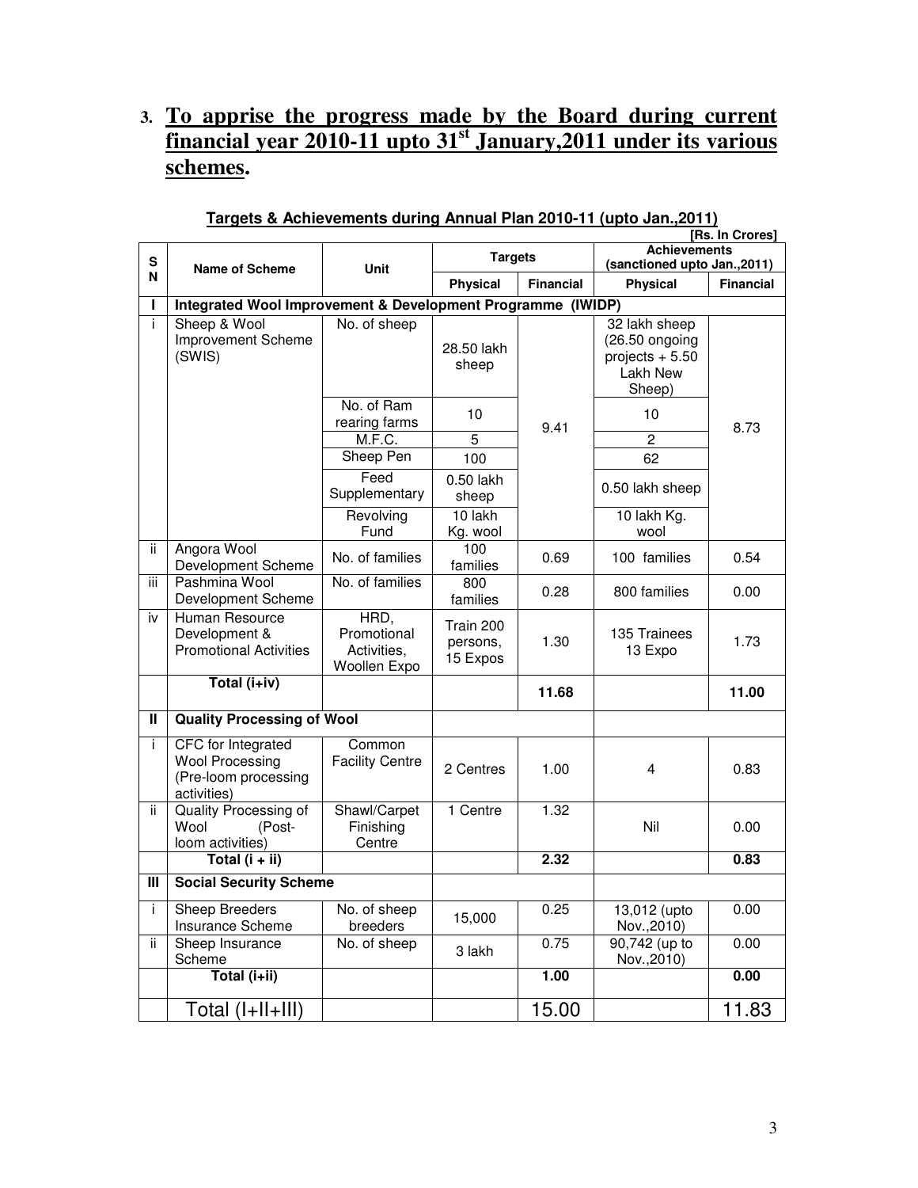## 3. To apprise the progress made by the Board during current financial year 2010-11 upto 31st January,2011 under its various schemes.

**Targets & Achievements during Annual Plan 2010-11 (upto Jan.,2011)**

**[Rs. In Crores]**

| SN | Name of Scheme | Unit | Targets | | Achievements (sanctioned upto Jan.,2011) | |
|---|---|---|---|---|---|---|
| | | | Physical | Financial | Physical | Financial |
| **I** | **Integrated Wool Improvement & Development Programme (IWIDP)** | | | | | |
| i | Sheep & Wool Improvement Scheme (SWIS) | No. of sheep | 28.50 lakh sheep | 9.41 | 32 lakh sheep (26.50 ongoing projects + 5.50 Lakh New Sheep) | 8.73 |
| | | No. of Ram rearing farms | 10 | | 10 | |
| | | M.F.C. | 5 | | 2 | |
| | | Sheep Pen | 100 | | 62 | |
| | | Feed Supplementary | 0.50 lakh sheep | | 0.50 lakh sheep | |
| | | Revolving Fund | 10 lakh Kg. wool | | 10 lakh Kg. wool | |
| ii | Angora Wool Development Scheme | No. of families | 100 families | 0.69 | 100 families | 0.54 |
| iii | Pashmina Wool Development Scheme | No. of families | 800 families | 0.28 | 800 families | 0.00 |
| iv | Human Resource Development & Promotional Activities | HRD, Promotional Activities, Woollen Expo | Train 200 persons, 15 Expos | 1.30 | 135 Trainees 13 Expo | 1.73 |
| | **Total (i+iv)** | | | **11.68** | | **11.00** |
| **II** | **Quality Processing of Wool** | | | | | |
| i | CFC for Integrated Wool Processing (Pre-loom processing activities) | Common Facility Centre | 2 Centres | 1.00 | 4 | 0.83 |
| ii | Quality Processing of Wool (Post-loom activities) | Shawl/Carpet Finishing Centre | 1 Centre | 1.32 | Nil | 0.00 |
| | **Total (i + ii)** | | | **2.32** | | **0.83** |
| **III** | **Social Security Scheme** | | | | | |
| i | Sheep Breeders Insurance Scheme | No. of sheep breeders | 15,000 | 0.25 | 13,012 (upto Nov.,2010) | 0.00 |
| ii | Sheep Insurance Scheme | No. of sheep | 3 lakh | 0.75 | 90,742 (up to Nov.,2010) | 0.00 |
| | **Total (i+ii)** | | | **1.00** | | **0.00** |
| | Total (I+II+III) | | | 15.00 | | 11.83 |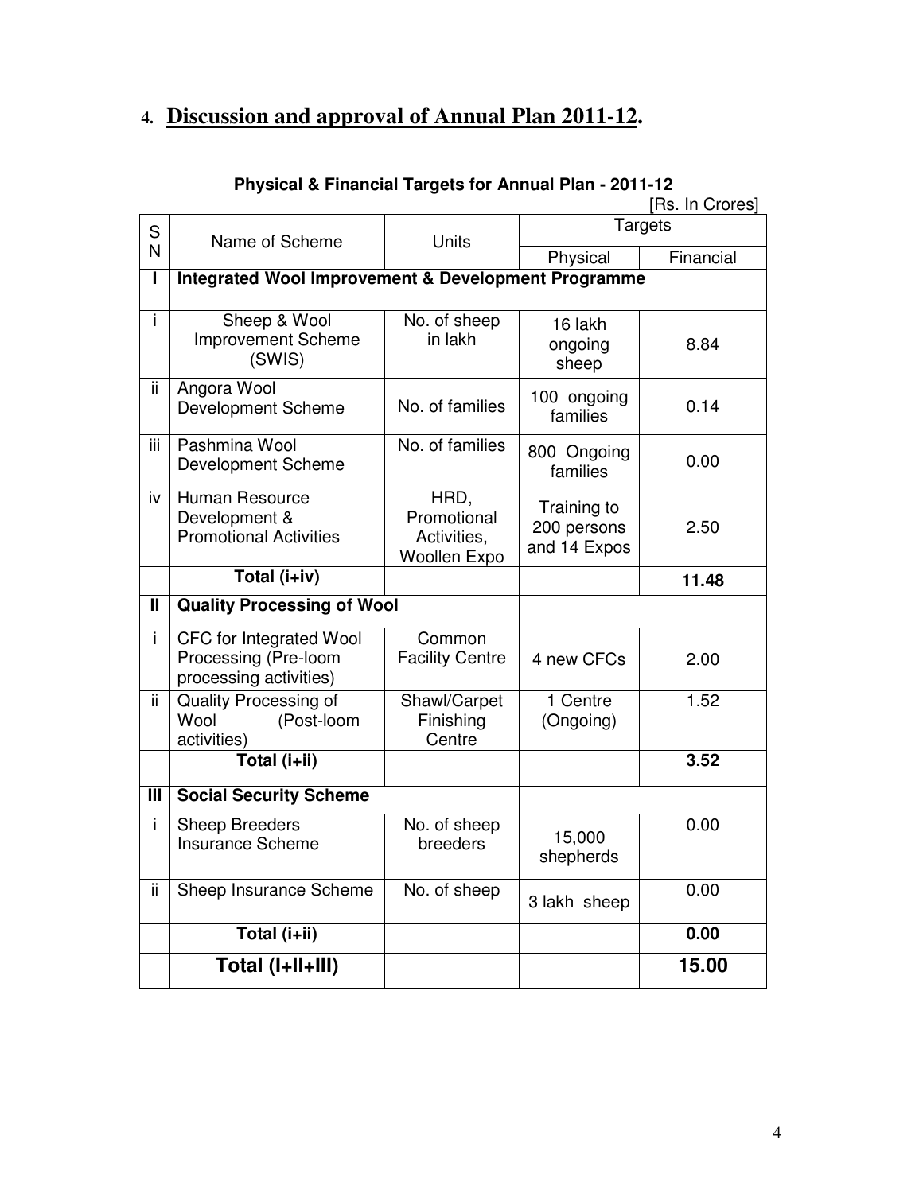## 4. Discussion and approval of Annual Plan 2011-12.

**Physical & Financial Targets for Annual Plan - 2011-12**

[Rs. In Crores]

| SN | Name of Scheme | Units | Targets | |
|---|---|---|---|---|
| | | | Physical | Financial |
| **I** | **Integrated Wool Improvement & Development Programme** | | | |
| i | Sheep & Wool Improvement Scheme (SWIS) | No. of sheep in lakh | 16 lakh ongoing sheep | 8.84 |
| ii | Angora Wool Development Scheme | No. of families | 100 ongoing families | 0.14 |
| iii | Pashmina Wool Development Scheme | No. of families | 800 Ongoing families | 0.00 |
| iv | Human Resource Development & Promotional Activities | HRD, Promotional Activities, Woollen Expo | Training to 200 persons and 14 Expos | 2.50 |
| | **Total (i+iv)** | | | **11.48** |
| **II** | **Quality Processing of Wool** | | | |
| i | CFC for Integrated Wool Processing (Pre-loom processing activities) | Common Facility Centre | 4 new CFCs | 2.00 |
| ii | Quality Processing of Wool (Post-loom activities) | Shawl/Carpet Finishing Centre | 1 Centre (Ongoing) | 1.52 |
| | **Total (i+ii)** | | | **3.52** |
| **III** | **Social Security Scheme** | | | |
| i | Sheep Breeders Insurance Scheme | No. of sheep breeders | 15,000 shepherds | 0.00 |
| ii | Sheep Insurance Scheme | No. of sheep | 3 lakh sheep | 0.00 |
| | **Total (i+ii)** | | | **0.00** |
| | **Total (I+II+III)** | | | **15.00** |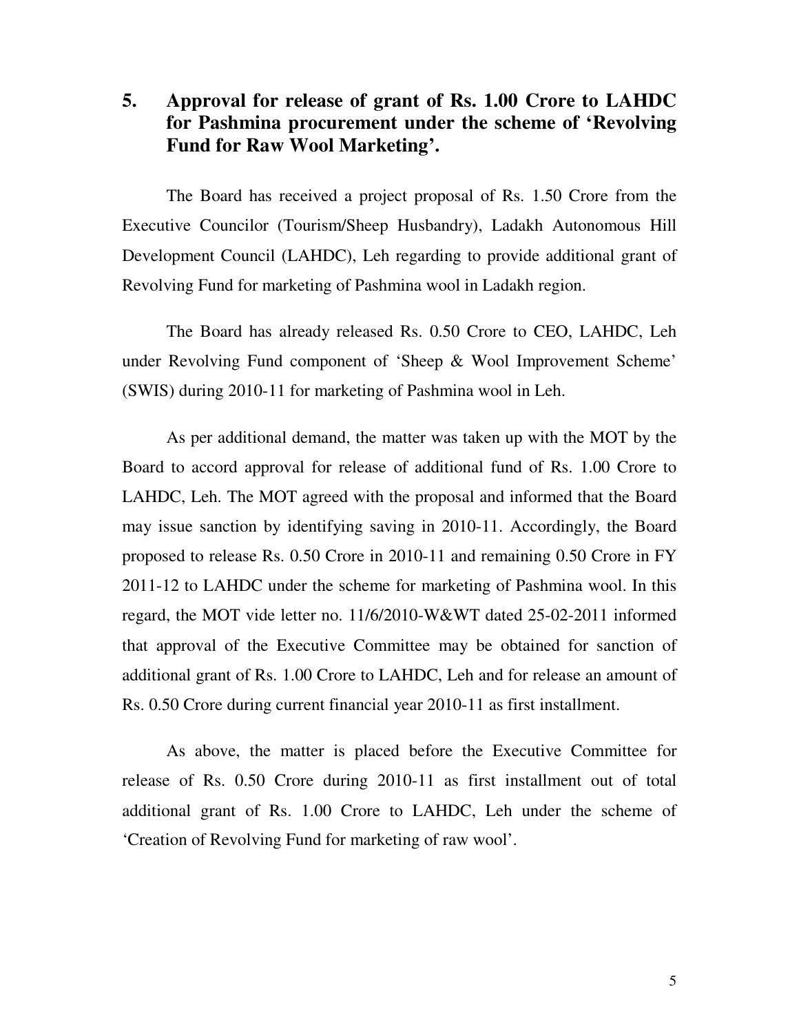## 5. Approval for release of grant of Rs. 1.00 Crore to LAHDC for Pashmina procurement under the scheme of 'Revolving Fund for Raw Wool Marketing'.

The Board has received a project proposal of Rs. 1.50 Crore from the Executive Councilor (Tourism/Sheep Husbandry), Ladakh Autonomous Hill Development Council (LAHDC), Leh regarding to provide additional grant of Revolving Fund for marketing of Pashmina wool in Ladakh region.

The Board has already released Rs. 0.50 Crore to CEO, LAHDC, Leh under Revolving Fund component of 'Sheep & Wool Improvement Scheme' (SWIS) during 2010-11 for marketing of Pashmina wool in Leh.

As per additional demand, the matter was taken up with the MOT by the Board to accord approval for release of additional fund of Rs. 1.00 Crore to LAHDC, Leh. The MOT agreed with the proposal and informed that the Board may issue sanction by identifying saving in 2010-11. Accordingly, the Board proposed to release Rs. 0.50 Crore in 2010-11 and remaining 0.50 Crore in FY 2011-12 to LAHDC under the scheme for marketing of Pashmina wool. In this regard, the MOT vide letter no. 11/6/2010-W&WT dated 25-02-2011 informed that approval of the Executive Committee may be obtained for sanction of additional grant of Rs. 1.00 Crore to LAHDC, Leh and for release an amount of Rs. 0.50 Crore during current financial year 2010-11 as first installment.

As above, the matter is placed before the Executive Committee for release of Rs. 0.50 Crore during 2010-11 as first installment out of total additional grant of Rs. 1.00 Crore to LAHDC, Leh under the scheme of 'Creation of Revolving Fund for marketing of raw wool'.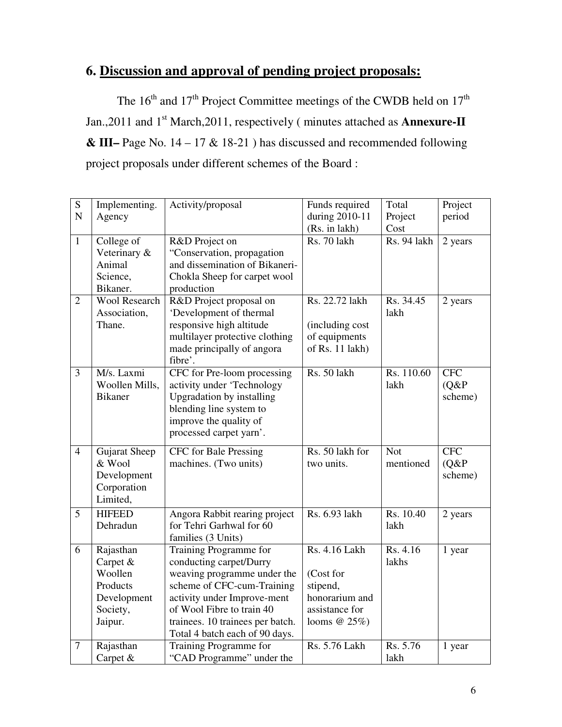## 6. Discussion and approval of pending project proposals:

The 16th and 17th Project Committee meetings of the CWDB held on 17th Jan.,2011 and 1st March,2011, respectively ( minutes attached as **Annexure-II & III–** Page No. 14 – 17 & 18-21 ) has discussed and recommended following project proposals under different schemes of the Board :

| SN | Implementing. Agency | Activity/proposal | Funds required during 2010-11 (Rs. in lakh) | Total Project Cost | Project period |
|---|---|---|---|---|---|
| 1 | College of Veterinary & Animal Science, Bikaner. | R&D Project on "Conservation, propagation and dissemination of Bikaneri-Chokla Sheep for carpet wool production | Rs. 70 lakh | Rs. 94 lakh | 2 years |
| 2 | Wool Research Association, Thane. | R&D Project proposal on 'Development of thermal responsive high altitude multilayer protective clothing made principally of angora fibre'. | Rs. 22.72 lakh (including cost of equipments of Rs. 11 lakh) | Rs. 34.45 lakh | 2 years |
| 3 | M/s. Laxmi Woollen Mills, Bikaner | CFC for Pre-loom processing activity under 'Technology Upgradation by installing blending line system to improve the quality of processed carpet yarn'. | Rs. 50 lakh | Rs. 110.60 lakh | CFC (Q&P scheme) |
| 4 | Gujarat Sheep & Wool Development Corporation Limited, | CFC for Bale Pressing machines. (Two units) | Rs. 50 lakh for two units. | Not mentioned | CFC (Q&P scheme) |
| 5 | HIFEED Dehradun | Angora Rabbit rearing project for Tehri Garhwal for 60 families (3 Units) | Rs. 6.93 lakh | Rs. 10.40 lakh | 2 years |
| 6 | Rajasthan Carpet & Woollen Products Development Society, Jaipur. | Training Programme for conducting carpet/Durry weaving programme under the scheme of CFC-cum-Training activity under Improve-ment of Wool Fibre to train 40 trainees. 10 trainees per batch. Total 4 batch each of 90 days. | Rs. 4.16 Lakh (Cost for stipend, honorarium and assistance for looms @ 25%) | Rs. 4.16 lakhs | 1 year |
| 7 | Rajasthan Carpet & | Training Programme for "CAD Programme" under the | Rs. 5.76 Lakh | Rs. 5.76 lakh | 1 year |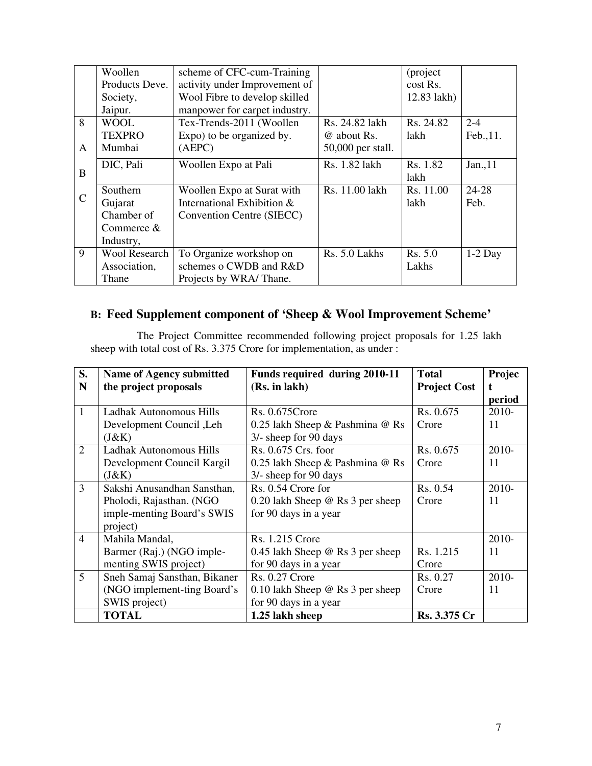|   | Woollen Products Deve. Society, Jaipur. | scheme of CFC-cum-Training activity under Improvement of Wool Fibre to develop skilled manpower for carpet industry. |   | (project cost Rs. 12.83 lakh) |   |
|---|---|---|---|---|---|
| 8 A | WOOL TEXPRO Mumbai | Tex-Trends-2011 (Woollen Expo) to be organized by. (AEPC) | Rs. 24.82 lakh @ about Rs. 50,000 per stall. | Rs. 24.82 lakh | 2-4 Feb.,11. |
| B | DIC, Pali | Woollen Expo at Pali | Rs. 1.82 lakh | Rs. 1.82 lakh | Jan.,11 |
| C | Southern Gujarat Chamber of Commerce & Industry, | Woollen Expo at Surat with International Exhibition & Convention Centre (SIECC) | Rs. 11.00 lakh | Rs. 11.00 lakh | 24-28 Feb. |
| 9 | Wool Research Association, Thane | To Organize workshop on schemes o CWDB and R&D Projects by WRA/ Thane. | Rs. 5.0 Lakhs | Rs. 5.0 Lakhs | 1-2 Day |

## B: Feed Supplement component of 'Sheep & Wool Improvement Scheme'

The Project Committee recommended following project proposals for 1.25 lakh sheep with total cost of Rs. 3.375 Crore for implementation, as under :

| S. N | Name of Agency submitted the project proposals | Funds required during 2010-11 (Rs. in lakh) | Total Project Cost | Project period |
|---|---|---|---|---|
| 1 | Ladhak Autonomous Hills Development Council ,Leh (J&K) | Rs. 0.675Crore 0.25 lakh Sheep & Pashmina @ Rs 3/- sheep for 90 days | Rs. 0.675 Crore | 2010-11 |
| 2 | Ladhak Autonomous Hills Development Council Kargil (J&K) | Rs. 0.675 Crs. foor 0.25 lakh Sheep & Pashmina @ Rs 3/- sheep for 90 days | Rs. 0.675 Crore | 2010-11 |
| 3 | Sakshi Anusandhan Sansthan, Pholodi, Rajasthan. (NGO imple-menting Board's SWIS project) | Rs. 0.54 Crore for 0.20 lakh Sheep @ Rs 3 per sheep for 90 days in a year | Rs. 0.54 Crore | 2010-11 |
| 4 | Mahila Mandal, Barmer (Raj.) (NGO imple-menting SWIS project) | Rs. 1.215 Crore 0.45 lakh Sheep @ Rs 3 per sheep for 90 days in a year | Rs. 1.215 Crore | 2010-11 |
| 5 | Sneh Samaj Sansthan, Bikaner (NGO implement-ting Board's SWIS project) | Rs. 0.27 Crore 0.10 lakh Sheep @ Rs 3 per sheep for 90 days in a year | Rs. 0.27 Crore | 2010-11 |
|   | **TOTAL** | **1.25 lakh sheep** | **Rs. 3.375 Cr** |   |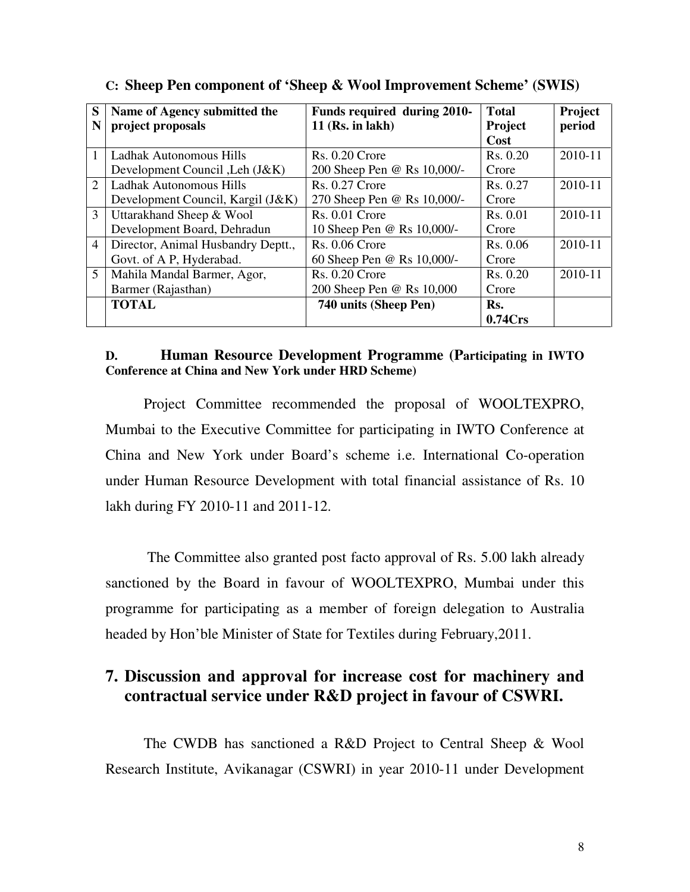**C: Sheep Pen component of 'Sheep & Wool Improvement Scheme' (SWIS)**

| SN | Name of Agency submitted the project proposals | Funds required during 2010-11 (Rs. in lakh) | Total Project Cost | Project period |
|---|---|---|---|---|
| 1 | Ladhak Autonomous Hills Development Council ,Leh (J&K) | Rs. 0.20 Crore 200 Sheep Pen @ Rs 10,000/- | Rs. 0.20 Crore | 2010-11 |
| 2 | Ladhak Autonomous Hills Development Council, Kargil (J&K) | Rs. 0.27 Crore 270 Sheep Pen @ Rs 10,000/- | Rs. 0.27 Crore | 2010-11 |
| 3 | Uttarakhand Sheep & Wool Development Board, Dehradun | Rs. 0.01 Crore 10 Sheep Pen @ Rs 10,000/- | Rs. 0.01 Crore | 2010-11 |
| 4 | Director, Animal Husbandry Deptt., Govt. of A P, Hyderabad. | Rs. 0.06 Crore 60 Sheep Pen @ Rs 10,000/- | Rs. 0.06 Crore | 2010-11 |
| 5 | Mahila Mandal Barmer, Agor, Barmer (Rajasthan) | Rs. 0.20 Crore 200 Sheep Pen @ Rs 10,000 | Rs. 0.20 Crore | 2010-11 |
| | **TOTAL** | **740 units (Sheep Pen)** | **Rs. 0.74Crs** | |

**D. Human Resource Development Programme (Participating in IWTO Conference at China and New York under HRD Scheme)**

Project Committee recommended the proposal of WOOLTEXPRO, Mumbai to the Executive Committee for participating in IWTO Conference at China and New York under Board's scheme i.e. International Co-operation under Human Resource Development with total financial assistance of Rs. 10 lakh during FY 2010-11 and 2011-12.

The Committee also granted post facto approval of Rs. 5.00 lakh already sanctioned by the Board in favour of WOOLTEXPRO, Mumbai under this programme for participating as a member of foreign delegation to Australia headed by Hon'ble Minister of State for Textiles during February,2011.

## 7. Discussion and approval for increase cost for machinery and contractual service under R&D project in favour of CSWRI.

The CWDB has sanctioned a R&D Project to Central Sheep & Wool Research Institute, Avikanagar (CSWRI) in year 2010-11 under Development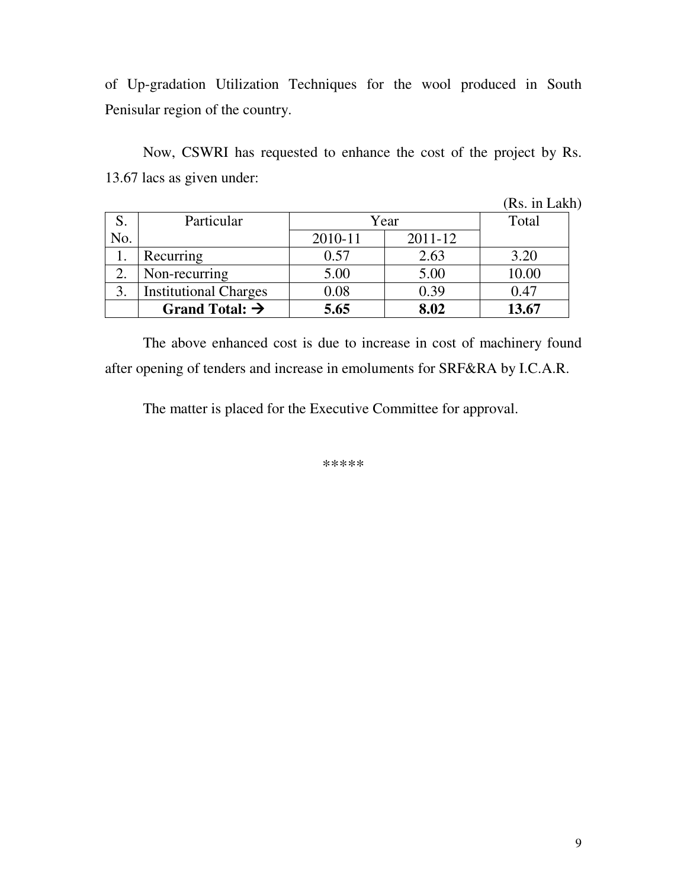of Up-gradation Utilization Techniques for the wool produced in South Penisular region of the country.

Now, CSWRI has requested to enhance the cost of the project by Rs. 13.67 lacs as given under:

(Rs. in Lakh)

| S. No. | Particular | Year | | Total |
|---|---|---|---|---|
| | | 2010-11 | 2011-12 | |
| 1. | Recurring | 0.57 | 2.63 | 3.20 |
| 2. | Non-recurring | 5.00 | 5.00 | 10.00 |
| 3. | Institutional Charges | 0.08 | 0.39 | 0.47 |
| | **Grand Total: →** | **5.65** | **8.02** | **13.67** |

The above enhanced cost is due to increase in cost of machinery found after opening of tenders and increase in emoluments for SRF&RA by I.C.A.R.

The matter is placed for the Executive Committee for approval.

*****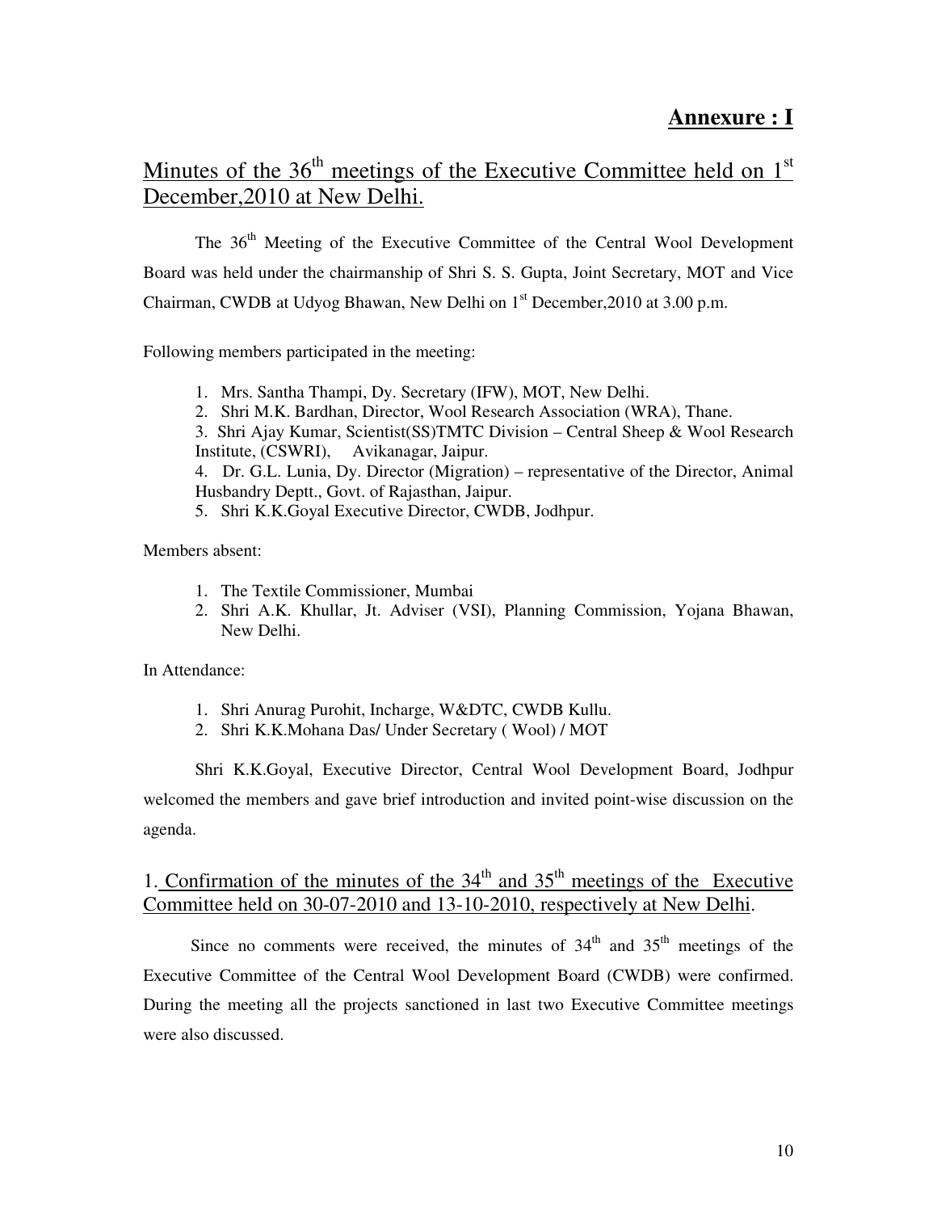**Annexure : I**

## Minutes of the 36th meetings of the Executive Committee held on 1st December,2010 at New Delhi.

The 36th Meeting of the Executive Committee of the Central Wool Development Board was held under the chairmanship of Shri S. S. Gupta, Joint Secretary, MOT and Vice Chairman, CWDB at Udyog Bhawan, New Delhi on 1st December,2010 at 3.00 p.m.

Following members participated in the meeting:

1. Mrs. Santha Thampi, Dy. Secretary (IFW), MOT, New Delhi.
2. Shri M.K. Bardhan, Director, Wool Research Association (WRA), Thane.
3. Shri Ajay Kumar, Scientist(SS)TMTC Division – Central Sheep & Wool Research Institute, (CSWRI), Avikanagar, Jaipur.
4. Dr. G.L. Lunia, Dy. Director (Migration) – representative of the Director, Animal Husbandry Deptt., Govt. of Rajasthan, Jaipur.
5. Shri K.K.Goyal Executive Director, CWDB, Jodhpur.

Members absent:

1. The Textile Commissioner, Mumbai
2. Shri A.K. Khullar, Jt. Adviser (VSI), Planning Commission, Yojana Bhawan, New Delhi.

In Attendance:

1. Shri Anurag Purohit, Incharge, W&DTC, CWDB Kullu.
2. Shri K.K.Mohana Das/ Under Secretary ( Wool) / MOT

Shri K.K.Goyal, Executive Director, Central Wool Development Board, Jodhpur welcomed the members and gave brief introduction and invited point-wise discussion on the agenda.

## 1. Confirmation of the minutes of the 34th and 35th meetings of the Executive Committee held on 30-07-2010 and 13-10-2010, respectively at New Delhi.

Since no comments were received, the minutes of 34th and 35th meetings of the Executive Committee of the Central Wool Development Board (CWDB) were confirmed. During the meeting all the projects sanctioned in last two Executive Committee meetings were also discussed.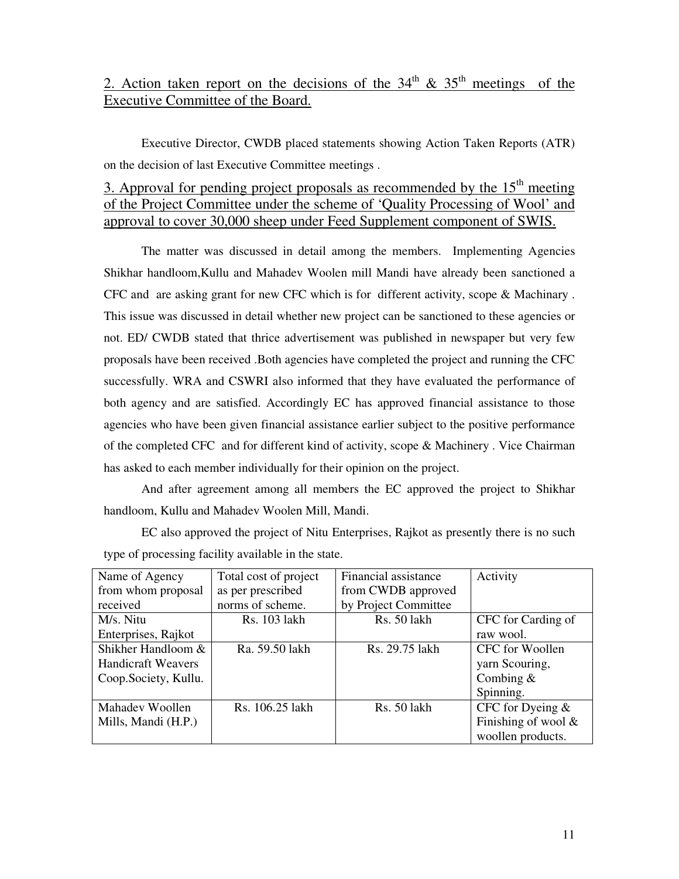## 2. Action taken report on the decisions of the 34th & 35th meetings of the Executive Committee of the Board.

Executive Director, CWDB placed statements showing Action Taken Reports (ATR) on the decision of last Executive Committee meetings .

## 3. Approval for pending project proposals as recommended by the 15th meeting of the Project Committee under the scheme of 'Quality Processing of Wool' and approval to cover 30,000 sheep under Feed Supplement component of SWIS.

The matter was discussed in detail among the members. Implementing Agencies Shikhar handloom,Kullu and Mahadev Woolen mill Mandi have already been sanctioned a CFC and are asking grant for new CFC which is for different activity, scope & Machinary . This issue was discussed in detail whether new project can be sanctioned to these agencies or not. ED/ CWDB stated that thrice advertisement was published in newspaper but very few proposals have been received .Both agencies have completed the project and running the CFC successfully. WRA and CSWRI also informed that they have evaluated the performance of both agency and are satisfied. Accordingly EC has approved financial assistance to those agencies who have been given financial assistance earlier subject to the positive performance of the completed CFC and for different kind of activity, scope & Machinery . Vice Chairman has asked to each member individually for their opinion on the project.

And after agreement among all members the EC approved the project to Shikhar handloom, Kullu and Mahadev Woolen Mill, Mandi.

EC also approved the project of Nitu Enterprises, Rajkot as presently there is no such type of processing facility available in the state.

| Name of Agency from whom proposal received | Total cost of project as per prescribed norms of scheme. | Financial assistance from CWDB approved by Project Committee | Activity |
|---|---|---|---|
| M/s. Nitu Enterprises, Rajkot | Rs. 103 lakh | Rs. 50 lakh | CFC for Carding of raw wool. |
| Shikher Handloom & Handicraft Weavers Coop.Society, Kullu. | Ra. 59.50 lakh | Rs. 29.75 lakh | CFC for Woollen yarn Scouring, Combing & Spinning. |
| Mahadev Woollen Mills, Mandi (H.P.) | Rs. 106.25 lakh | Rs. 50 lakh | CFC for Dyeing & Finishing of wool & woollen products. |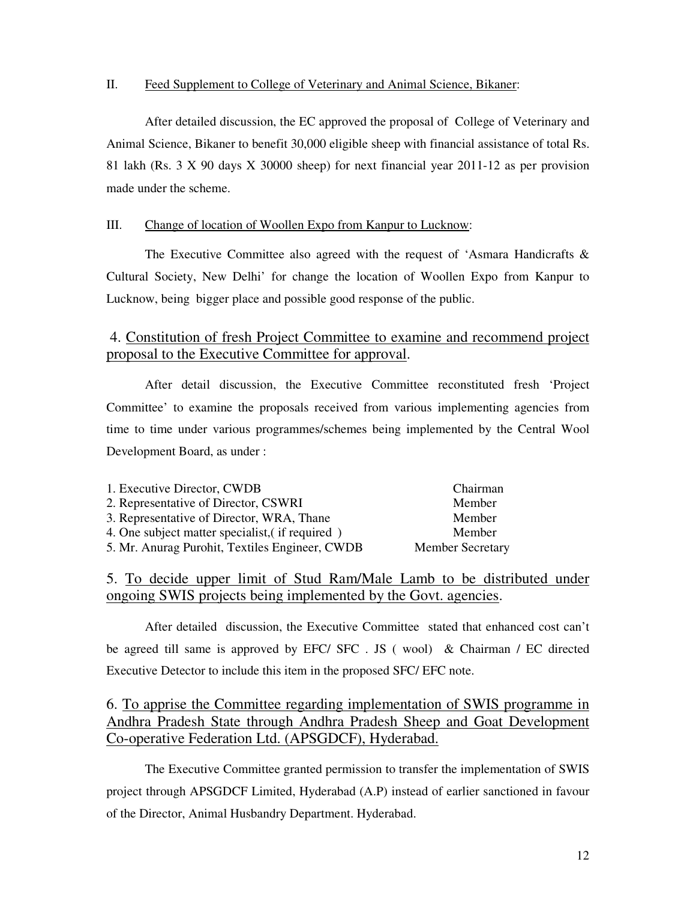II. <u>Feed Supplement to College of Veterinary and Animal Science, Bikaner</u>:

After detailed discussion, the EC approved the proposal of College of Veterinary and Animal Science, Bikaner to benefit 30,000 eligible sheep with financial assistance of total Rs. 81 lakh (Rs. 3 X 90 days X 30000 sheep) for next financial year 2011-12 as per provision made under the scheme.

III. <u>Change of location of Woollen Expo from Kanpur to Lucknow</u>:

The Executive Committee also agreed with the request of 'Asmara Handicrafts & Cultural Society, New Delhi' for change the location of Woollen Expo from Kanpur to Lucknow, being bigger place and possible good response of the public.

## 4. <u>Constitution of fresh Project Committee to examine and recommend project proposal to the Executive Committee for approval</u>.

After detail discussion, the Executive Committee reconstituted fresh 'Project Committee' to examine the proposals received from various implementing agencies from time to time under various programmes/schemes being implemented by the Central Wool Development Board, as under :

| | |
|---|---|
| 1. Executive Director, CWDB | Chairman |
| 2. Representative of Director, CSWRI | Member |
| 3. Representative of Director, WRA, Thane | Member |
| 4. One subject matter specialist,( if required ) | Member |
| 5. Mr. Anurag Purohit, Textiles Engineer, CWDB | Member Secretary |

## 5. <u>To decide upper limit of Stud Ram/Male Lamb to be distributed under ongoing SWIS projects being implemented by the Govt. agencies</u>.

After detailed discussion, the Executive Committee stated that enhanced cost can't be agreed till same is approved by EFC/ SFC . JS ( wool) & Chairman / EC directed Executive Detector to include this item in the proposed SFC/ EFC note.

## 6. <u>To apprise the Committee regarding implementation of SWIS programme in Andhra Pradesh State through Andhra Pradesh Sheep and Goat Development Co-operative Federation Ltd. (APSGDCF), Hyderabad.</u>

The Executive Committee granted permission to transfer the implementation of SWIS project through APSGDCF Limited, Hyderabad (A.P) instead of earlier sanctioned in favour of the Director, Animal Husbandry Department. Hyderabad.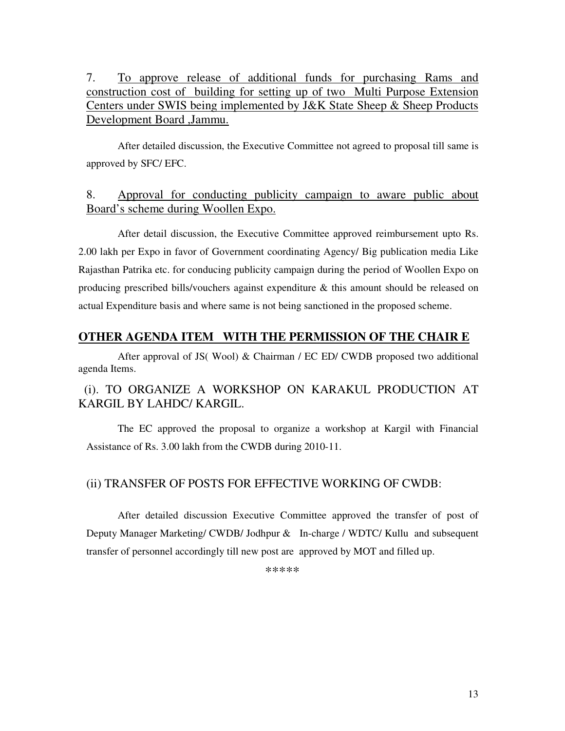7. To approve release of additional funds for purchasing Rams and construction cost of building for setting up of two Multi Purpose Extension Centers under SWIS being implemented by J&K State Sheep & Sheep Products Development Board ,Jammu.

After detailed discussion, the Executive Committee not agreed to proposal till same is approved by SFC/ EFC.

8. Approval for conducting publicity campaign to aware public about Board's scheme during Woollen Expo.

After detail discussion, the Executive Committee approved reimbursement upto Rs. 2.00 lakh per Expo in favor of Government coordinating Agency/ Big publication media Like Rajasthan Patrika etc. for conducing publicity campaign during the period of Woollen Expo on producing prescribed bills/vouchers against expenditure & this amount should be released on actual Expenditure basis and where same is not being sanctioned in the proposed scheme.

## OTHER AGENDA ITEM WITH THE PERMISSION OF THE CHAIR E

After approval of JS( Wool) & Chairman / EC ED/ CWDB proposed two additional agenda Items.

(i). TO ORGANIZE A WORKSHOP ON KARAKUL PRODUCTION AT KARGIL BY LAHDC/ KARGIL.

The EC approved the proposal to organize a workshop at Kargil with Financial Assistance of Rs. 3.00 lakh from the CWDB during 2010-11.

(ii) TRANSFER OF POSTS FOR EFFECTIVE WORKING OF CWDB:

After detailed discussion Executive Committee approved the transfer of post of Deputy Manager Marketing/ CWDB/ Jodhpur & In-charge / WDTC/ Kullu and subsequent transfer of personnel accordingly till new post are approved by MOT and filled up.

*****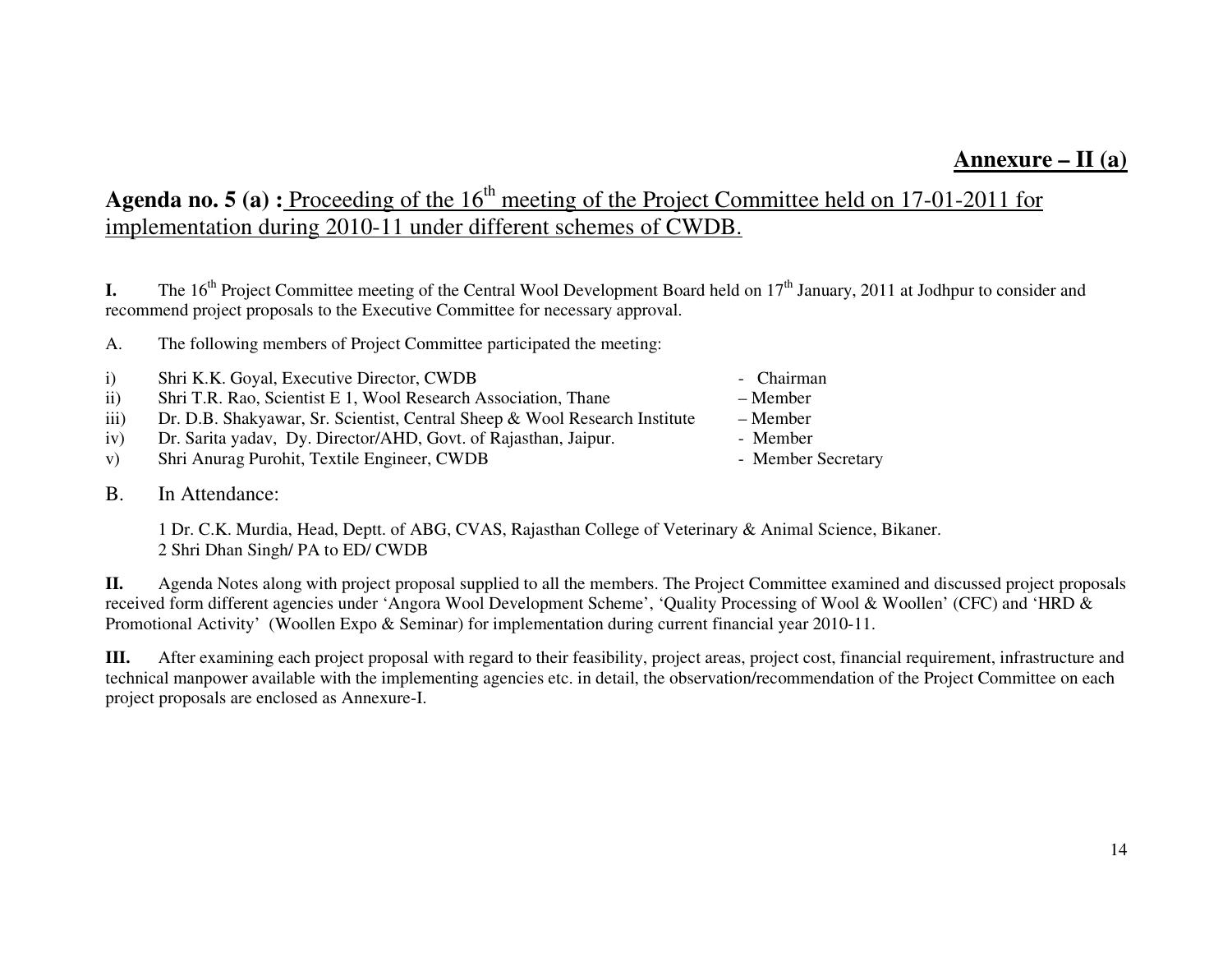**Annexure – II (a)**

**Agenda no. 5 (a) :** Proceeding of the 16th meeting of the Project Committee held on 17-01-2011 for implementation during 2010-11 under different schemes of CWDB.

**I.** The 16th Project Committee meeting of the Central Wool Development Board held on 17th January, 2011 at Jodhpur to consider and recommend project proposals to the Executive Committee for necessary approval.

A. The following members of Project Committee participated the meeting:

i) Shri K.K. Goyal, Executive Director, CWDB - Chairman
ii) Shri T.R. Rao, Scientist E 1, Wool Research Association, Thane – Member
iii) Dr. D.B. Shakyawar, Sr. Scientist, Central Sheep & Wool Research Institute – Member
iv) Dr. Sarita yadav, Dy. Director/AHD, Govt. of Rajasthan, Jaipur. - Member
v) Shri Anurag Purohit, Textile Engineer, CWDB - Member Secretary

B. In Attendance:

1 Dr. C.K. Murdia, Head, Deptt. of ABG, CVAS, Rajasthan College of Veterinary & Animal Science, Bikaner.
2 Shri Dhan Singh/ PA to ED/ CWDB

**II.** Agenda Notes along with project proposal supplied to all the members. The Project Committee examined and discussed project proposals received form different agencies under 'Angora Wool Development Scheme', 'Quality Processing of Wool & Woollen' (CFC) and 'HRD & Promotional Activity' (Woollen Expo & Seminar) for implementation during current financial year 2010-11.

**III.** After examining each project proposal with regard to their feasibility, project areas, project cost, financial requirement, infrastructure and technical manpower available with the implementing agencies etc. in detail, the observation/recommendation of the Project Committee on each project proposals are enclosed as Annexure-I.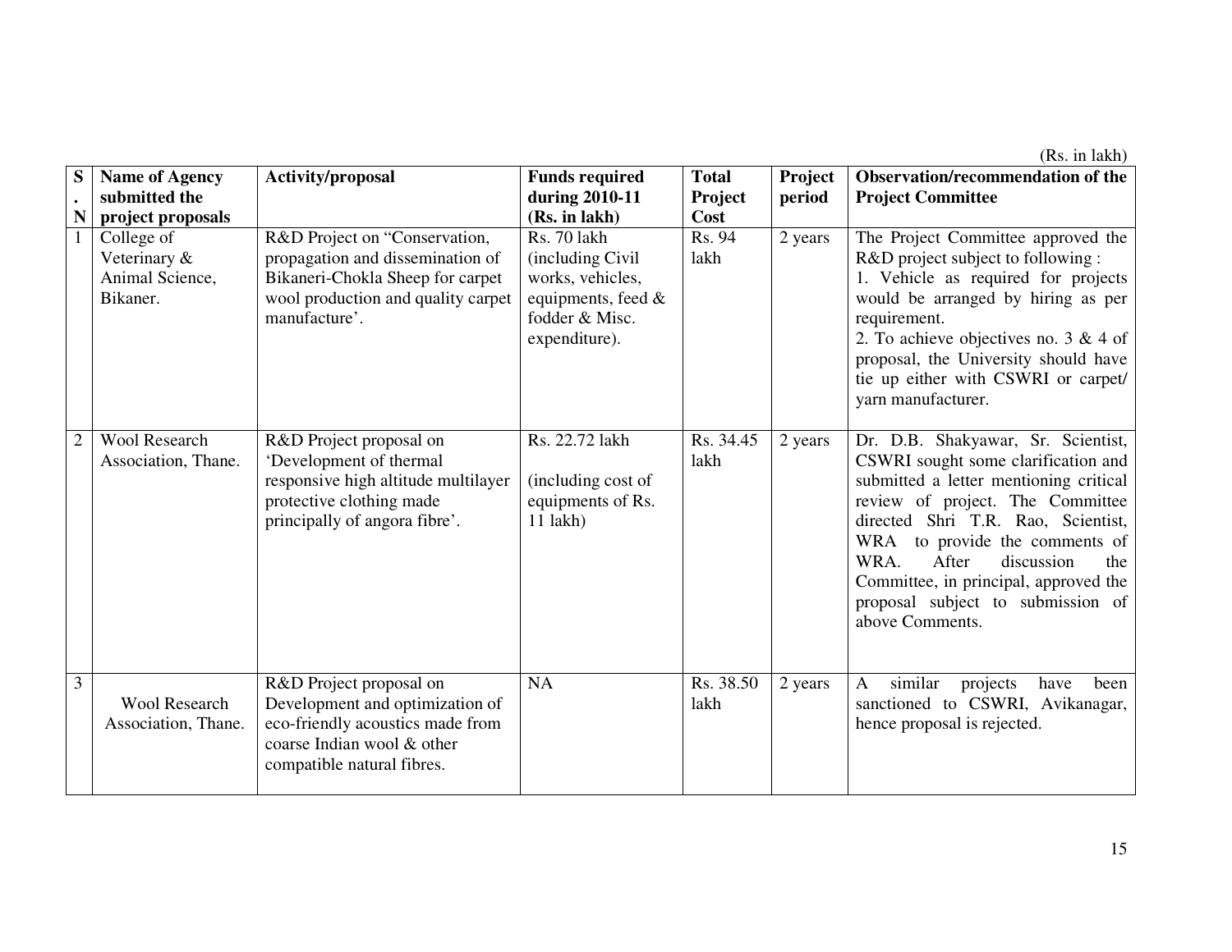(Rs. in lakh)

| S. N | Name of Agency submitted the project proposals | Activity/proposal | Funds required during 2010-11 (Rs. in lakh) | Total Project Cost | Project period | Observation/recommendation of the Project Committee |
|---|---|---|---|---|---|---|
| 1 | College of Veterinary & Animal Science, Bikaner. | R&D Project on "Conservation, propagation and dissemination of Bikaneri-Chokla Sheep for carpet wool production and quality carpet manufacture'. | Rs. 70 lakh (including Civil works, vehicles, equipments, feed & fodder & Misc. expenditure). | Rs. 94 lakh | 2 years | The Project Committee approved the R&D project subject to following :<br>1. Vehicle as required for projects would be arranged by hiring as per requirement.<br>2. To achieve objectives no. 3 & 4 of proposal, the University should have tie up either with CSWRI or carpet/ yarn manufacturer. |
| 2 | Wool Research Association, Thane. | R&D Project proposal on 'Development of thermal responsive high altitude multilayer protective clothing made principally of angora fibre'. | Rs. 22.72 lakh<br><br>(including cost of equipments of Rs. 11 lakh) | Rs. 34.45 lakh | 2 years | Dr. D.B. Shakyawar, Sr. Scientist, CSWRI sought some clarification and submitted a letter mentioning critical review of project. The Committee directed Shri T.R. Rao, Scientist, WRA to provide the comments of WRA. After discussion the Committee, in principal, approved the proposal subject to submission of above Comments. |
| 3 | Wool Research Association, Thane. | R&D Project proposal on Development and optimization of eco-friendly acoustics made from coarse Indian wool & other compatible natural fibres. | NA | Rs. 38.50 lakh | 2 years | A similar projects have been sanctioned to CSWRI, Avikanagar, hence proposal is rejected. |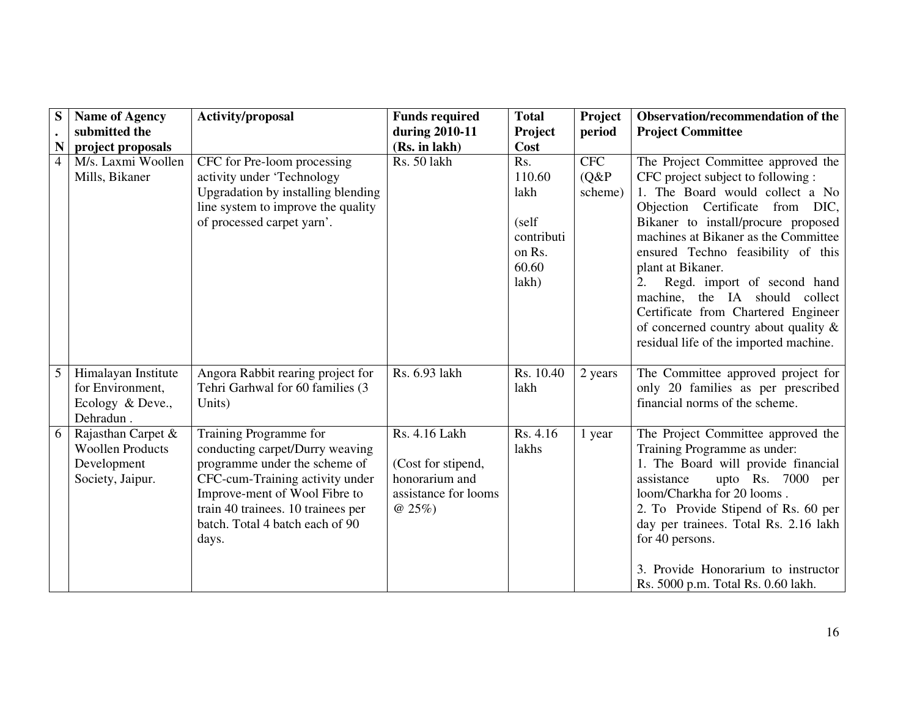| S. N | Name of Agency submitted the project proposals | Activity/proposal | Funds required during 2010-11 (Rs. in lakh) | Total Project Cost | Project period | Observation/recommendation of the Project Committee |
|---|---|---|---|---|---|---|
| 4 | M/s. Laxmi Woollen Mills, Bikaner | CFC for Pre-loom processing activity under 'Technology Upgradation by installing blending line system to improve the quality of processed carpet yarn'. | Rs. 50 lakh | Rs. 110.60 lakh<br><br>(self contribution Rs. 60.60 lakh) | CFC (Q&P scheme) | The Project Committee approved the CFC project subject to following :<br>1. The Board would collect a No Objection Certificate from DIC, Bikaner to install/procure proposed machines at Bikaner as the Committee ensured Techno feasibility of this plant at Bikaner.<br>2. Regd. import of second hand machine, the IA should collect Certificate from Chartered Engineer of concerned country about quality & residual life of the imported machine. |
| 5 | Himalayan Institute for Environment, Ecology & Deve., Dehradun . | Angora Rabbit rearing project for Tehri Garhwal for 60 families (3 Units) | Rs. 6.93 lakh | Rs. 10.40 lakh | 2 years | The Committee approved project for only 20 families as per prescribed financial norms of the scheme. |
| 6 | Rajasthan Carpet & Woollen Products Development Society, Jaipur. | Training Programme for conducting carpet/Durry weaving programme under the scheme of CFC-cum-Training activity under Improve-ment of Wool Fibre to train 40 trainees. 10 trainees per batch. Total 4 batch each of 90 days. | Rs. 4.16 Lakh<br><br>(Cost for stipend, honorarium and assistance for looms @ 25%) | Rs. 4.16 lakhs | 1 year | The Project Committee approved the Training Programme as under:<br>1. The Board will provide financial assistance upto Rs. 7000 per loom/Charkha for 20 looms .<br>2. To Provide Stipend of Rs. 60 per day per trainees. Total Rs. 2.16 lakh for 40 persons.<br><br>3. Provide Honorarium to instructor Rs. 5000 p.m. Total Rs. 0.60 lakh. |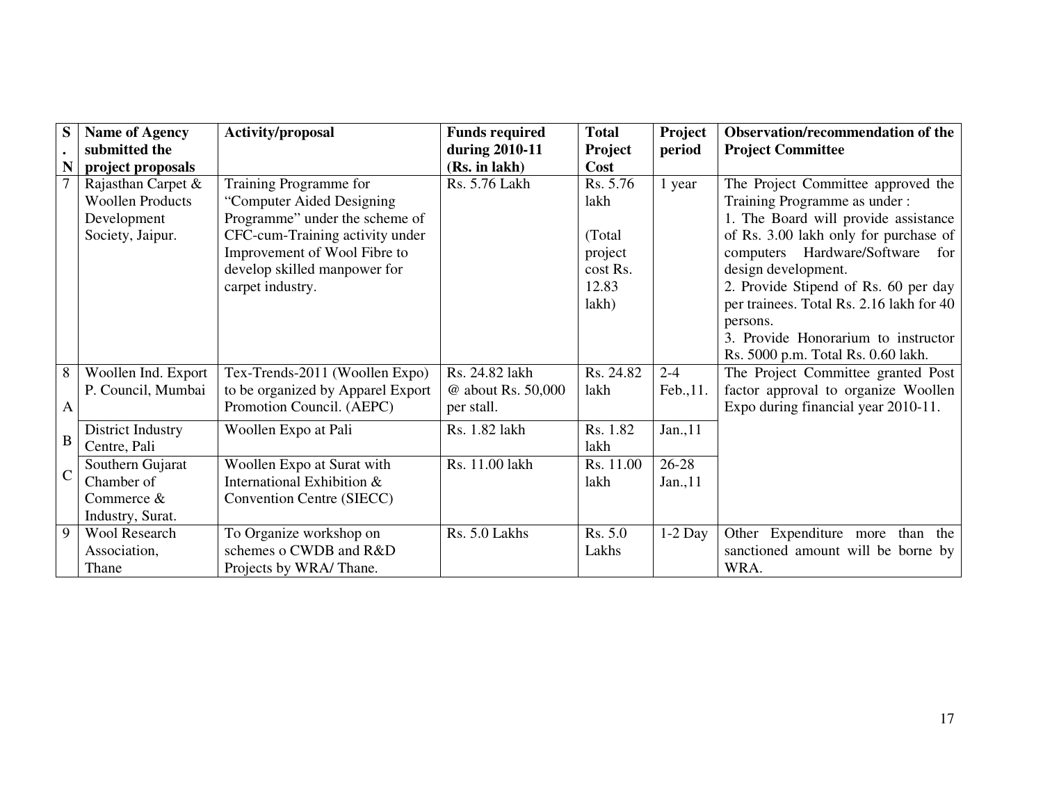| S. N | Name of Agency submitted the project proposals | Activity/proposal | Funds required during 2010-11 (Rs. in lakh) | Total Project Cost | Project period | Observation/recommendation of the Project Committee |
|---|---|---|---|---|---|---|
| 7 | Rajasthan Carpet & Woollen Products Development Society, Jaipur. | Training Programme for "Computer Aided Designing Programme" under the scheme of CFC-cum-Training activity under Improvement of Wool Fibre to develop skilled manpower for carpet industry. | Rs. 5.76 Lakh | Rs. 5.76 lakh (Total project cost Rs. 12.83 lakh) | 1 year | The Project Committee approved the Training Programme as under : 1. The Board will provide assistance of Rs. 3.00 lakh only for purchase of computers Hardware/Software for design development. 2. Provide Stipend of Rs. 60 per day per trainees. Total Rs. 2.16 lakh for 40 persons. 3. Provide Honorarium to instructor Rs. 5000 p.m. Total Rs. 0.60 lakh. |
| 8 A | Woollen Ind. Export P. Council, Mumbai | Tex-Trends-2011 (Woollen Expo) to be organized by Apparel Export Promotion Council. (AEPC) | Rs. 24.82 lakh @ about Rs. 50,000 per stall. | Rs. 24.82 lakh | 2-4 Feb.,11. | The Project Committee granted Post factor approval to organize Woollen Expo during financial year 2010-11. |
| B | District Industry Centre, Pali | Woollen Expo at Pali | Rs. 1.82 lakh | Rs. 1.82 lakh | Jan.,11 | |
| C | Southern Gujarat Chamber of Commerce & Industry, Surat. | Woollen Expo at Surat with International Exhibition & Convention Centre (SIECC) | Rs. 11.00 lakh | Rs. 11.00 lakh | 26-28 Jan.,11 | |
| 9 | Wool Research Association, Thane | To Organize workshop on schemes o CWDB and R&D Projects by WRA/ Thane. | Rs. 5.0 Lakhs | Rs. 5.0 Lakhs | 1-2 Day | Other Expenditure more than the sanctioned amount will be borne by WRA. |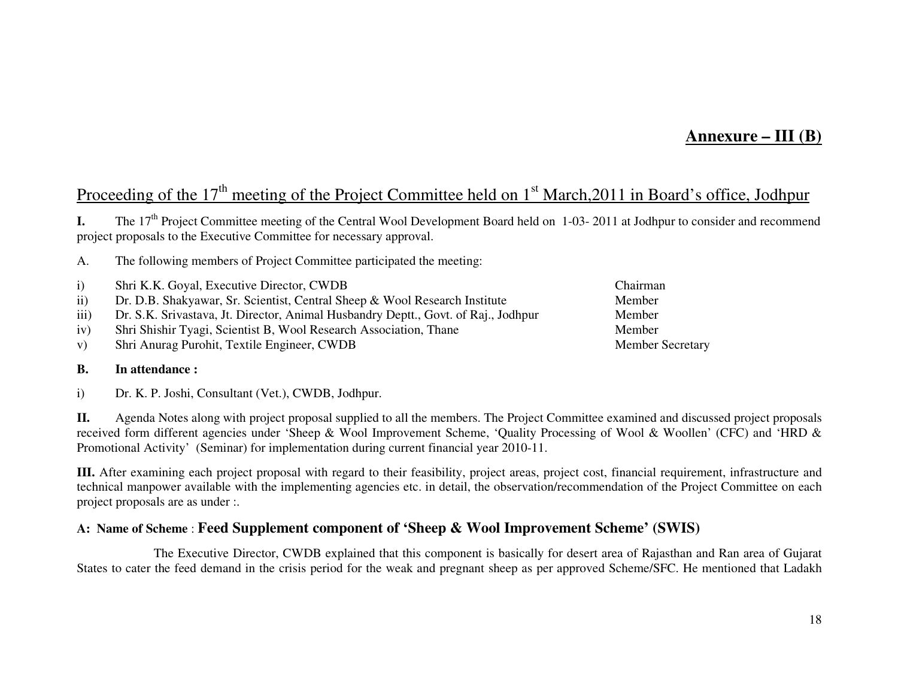## Annexure – III (B)

## Proceeding of the 17th meeting of the Project Committee held on 1st March,2011 in Board's office, Jodhpur

**I.** The 17th Project Committee meeting of the Central Wool Development Board held on 1-03- 2011 at Jodhpur to consider and recommend project proposals to the Executive Committee for necessary approval.

A. The following members of Project Committee participated the meeting:

| | | |
|---|---|---|
| i) | Shri K.K. Goyal, Executive Director, CWDB | Chairman |
| ii) | Dr. D.B. Shakyawar, Sr. Scientist, Central Sheep & Wool Research Institute | Member |
| iii) | Dr. S.K. Srivastava, Jt. Director, Animal Husbandry Deptt., Govt. of Raj., Jodhpur | Member |
| iv) | Shri Shishir Tyagi, Scientist B, Wool Research Association, Thane | Member |
| v) | Shri Anurag Purohit, Textile Engineer, CWDB | Member Secretary |

**B. In attendance :**

i) Dr. K. P. Joshi, Consultant (Vet.), CWDB, Jodhpur.

**II.** Agenda Notes along with project proposal supplied to all the members. The Project Committee examined and discussed project proposals received form different agencies under 'Sheep & Wool Improvement Scheme, 'Quality Processing of Wool & Woollen' (CFC) and 'HRD & Promotional Activity' (Seminar) for implementation during current financial year 2010-11.

**III.** After examining each project proposal with regard to their feasibility, project areas, project cost, financial requirement, infrastructure and technical manpower available with the implementing agencies etc. in detail, the observation/recommendation of the Project Committee on each project proposals are as under :.

### A: Name of Scheme : Feed Supplement component of 'Sheep & Wool Improvement Scheme' (SWIS)

The Executive Director, CWDB explained that this component is basically for desert area of Rajasthan and Ran area of Gujarat States to cater the feed demand in the crisis period for the weak and pregnant sheep as per approved Scheme/SFC. He mentioned that Ladakh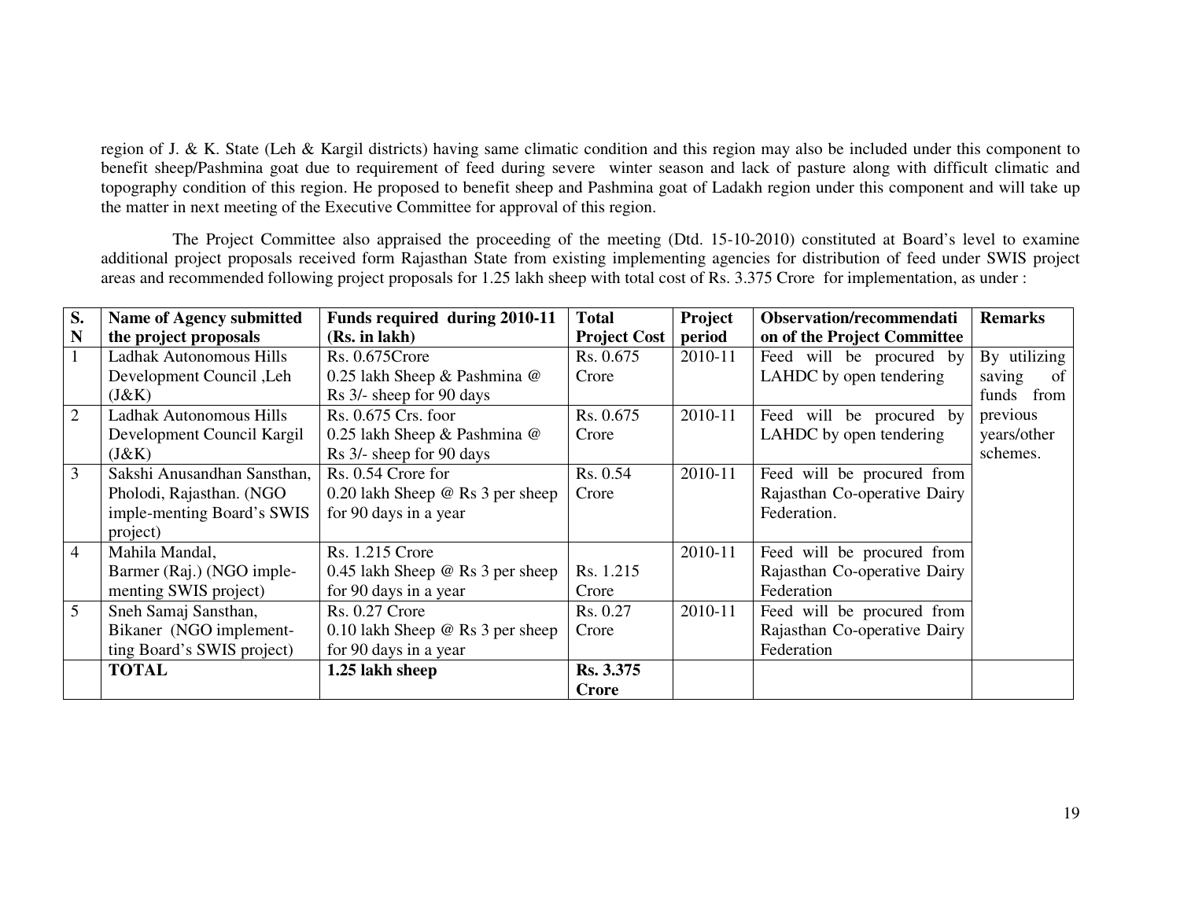region of J. & K. State (Leh & Kargil districts) having same climatic condition and this region may also be included under this component to benefit sheep/Pashmina goat due to requirement of feed during severe winter season and lack of pasture along with difficult climatic and topography condition of this region. He proposed to benefit sheep and Pashmina goat of Ladakh region under this component and will take up the matter in next meeting of the Executive Committee for approval of this region.

The Project Committee also appraised the proceeding of the meeting (Dtd. 15-10-2010) constituted at Board's level to examine additional project proposals received form Rajasthan State from existing implementing agencies for distribution of feed under SWIS project areas and recommended following project proposals for 1.25 lakh sheep with total cost of Rs. 3.375 Crore for implementation, as under :

| S. N | Name of Agency submitted the project proposals | Funds required during 2010-11 (Rs. in lakh) | Total Project Cost | Project period | Observation/recommendation of the Project Committee | Remarks |
|---|---|---|---|---|---|---|
| 1 | Ladhak Autonomous Hills Development Council ,Leh (J&K) | Rs. 0.675Crore 0.25 lakh Sheep & Pashmina @ Rs 3/- sheep for 90 days | Rs. 0.675 Crore | 2010-11 | Feed will be procured by LAHDC by open tendering | By utilizing saving of funds from previous years/other schemes. |
| 2 | Ladhak Autonomous Hills Development Council Kargil (J&K) | Rs. 0.675 Crs. foor 0.25 lakh Sheep & Pashmina @ Rs 3/- sheep for 90 days | Rs. 0.675 Crore | 2010-11 | Feed will be procured by LAHDC by open tendering | |
| 3 | Sakshi Anusandhan Sansthan, Pholodi, Rajasthan. (NGO imple-menting Board's SWIS project) | Rs. 0.54 Crore for 0.20 lakh Sheep @ Rs 3 per sheep for 90 days in a year | Rs. 0.54 Crore | 2010-11 | Feed will be procured from Rajasthan Co-operative Dairy Federation. | |
| 4 | Mahila Mandal, Barmer (Raj.) (NGO imple-menting SWIS project) | Rs. 1.215 Crore 0.45 lakh Sheep @ Rs 3 per sheep for 90 days in a year | Rs. 1.215 Crore | 2010-11 | Feed will be procured from Rajasthan Co-operative Dairy Federation | |
| 5 | Sneh Samaj Sansthan, Bikaner (NGO implement-ting Board's SWIS project) | Rs. 0.27 Crore 0.10 lakh Sheep @ Rs 3 per sheep for 90 days in a year | Rs. 0.27 Crore | 2010-11 | Feed will be procured from Rajasthan Co-operative Dairy Federation | |
| | **TOTAL** | **1.25 lakh sheep** | **Rs. 3.375 Crore** | | | |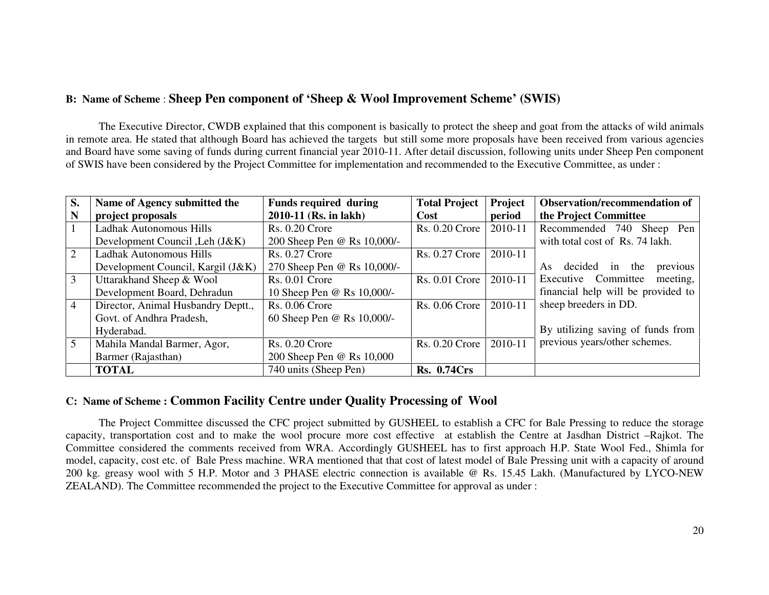**B: Name of Scheme** : **Sheep Pen component of 'Sheep & Wool Improvement Scheme' (SWIS)**

The Executive Director, CWDB explained that this component is basically to protect the sheep and goat from the attacks of wild animals in remote area. He stated that although Board has achieved the targets but still some more proposals have been received from various agencies and Board have some saving of funds during current financial year 2010-11. After detail discussion, following units under Sheep Pen component of SWIS have been considered by the Project Committee for implementation and recommended to the Executive Committee, as under :

| S. N | Name of Agency submitted the project proposals | Funds required during 2010-11 (Rs. in lakh) | Total Project Cost | Project period | Observation/recommendation of the Project Committee |
|---|---|---|---|---|---|
| 1 | Ladhak Autonomous Hills Development Council ,Leh (J&K) | Rs. 0.20 Crore 200 Sheep Pen @ Rs 10,000/- | Rs. 0.20 Crore | 2010-11 | Recommended 740 Sheep Pen with total cost of Rs. 74 lakh. As decided in the previous Executive Committee meeting, financial help will be provided to sheep breeders in DD. By utilizing saving of funds from previous years/other schemes. |
| 2 | Ladhak Autonomous Hills Development Council, Kargil (J&K) | Rs. 0.27 Crore 270 Sheep Pen @ Rs 10,000/- | Rs. 0.27 Crore | 2010-11 | |
| 3 | Uttarakhand Sheep & Wool Development Board, Dehradun | Rs. 0.01 Crore 10 Sheep Pen @ Rs 10,000/- | Rs. 0.01 Crore | 2010-11 | |
| 4 | Director, Animal Husbandry Deptt., Govt. of Andhra Pradesh, Hyderabad. | Rs. 0.06 Crore 60 Sheep Pen @ Rs 10,000/- | Rs. 0.06 Crore | 2010-11 | |
| 5 | Mahila Mandal Barmer, Agor, Barmer (Rajasthan) | Rs. 0.20 Crore 200 Sheep Pen @ Rs 10,000 | Rs. 0.20 Crore | 2010-11 | |
| | **TOTAL** | 740 units (Sheep Pen) | **Rs. 0.74Crs** | | |

**C: Name of Scheme : Common Facility Centre under Quality Processing of Wool**

The Project Committee discussed the CFC project submitted by GUSHEEL to establish a CFC for Bale Pressing to reduce the storage capacity, transportation cost and to make the wool procure more cost effective at establish the Centre at Jasdhan District –Rajkot. The Committee considered the comments received from WRA. Accordingly GUSHEEL has to first approach H.P. State Wool Fed., Shimla for model, capacity, cost etc. of Bale Press machine. WRA mentioned that that cost of latest model of Bale Pressing unit with a capacity of around 200 kg. greasy wool with 5 H.P. Motor and 3 PHASE electric connection is available @ Rs. 15.45 Lakh. (Manufactured by LYCO-NEW ZEALAND). The Committee recommended the project to the Executive Committee for approval as under :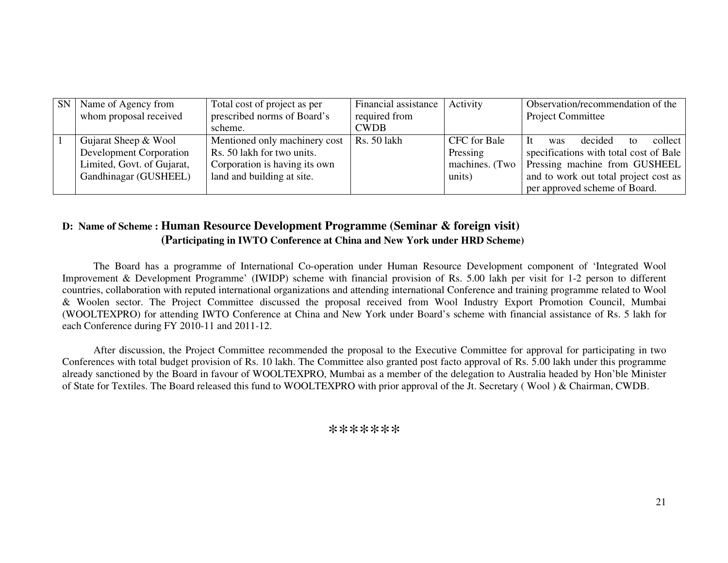| SN | Name of Agency from whom proposal received | Total cost of project as per prescribed norms of Board's scheme. | Financial assistance required from CWDB | Activity | Observation/recommendation of the Project Committee |
|---|---|---|---|---|---|
| 1 | Gujarat Sheep & Wool Development Corporation Limited, Govt. of Gujarat, Gandhinagar (GUSHEEL) | Mentioned only machinery cost Rs. 50 lakh for two units. Corporation is having its own land and building at site. | Rs. 50 lakh | CFC for Bale Pressing machines. (Two units) | It was decided to collect specifications with total cost of Bale Pressing machine from GUSHEEL and to work out total project cost as per approved scheme of Board. |

**D: Name of Scheme : Human Resource Development Programme (Seminar & foreign visit)**
**(Participating in IWTO Conference at China and New York under HRD Scheme)**

The Board has a programme of International Co-operation under Human Resource Development component of 'Integrated Wool Improvement & Development Programme' (IWIDP) scheme with financial provision of Rs. 5.00 lakh per visit for 1-2 person to different countries, collaboration with reputed international organizations and attending international Conference and training programme related to Wool & Woolen sector. The Project Committee discussed the proposal received from Wool Industry Export Promotion Council, Mumbai (WOOLTEXPRO) for attending IWTO Conference at China and New York under Board's scheme with financial assistance of Rs. 5 lakh for each Conference during FY 2010-11 and 2011-12.

After discussion, the Project Committee recommended the proposal to the Executive Committee for approval for participating in two Conferences with total budget provision of Rs. 10 lakh. The Committee also granted post facto approval of Rs. 5.00 lakh under this programme already sanctioned by the Board in favour of WOOLTEXPRO, Mumbai as a member of the delegation to Australia headed by Hon'ble Minister of State for Textiles. The Board released this fund to WOOLTEXPRO with prior approval of the Jt. Secretary ( Wool ) & Chairman, CWDB.

*******